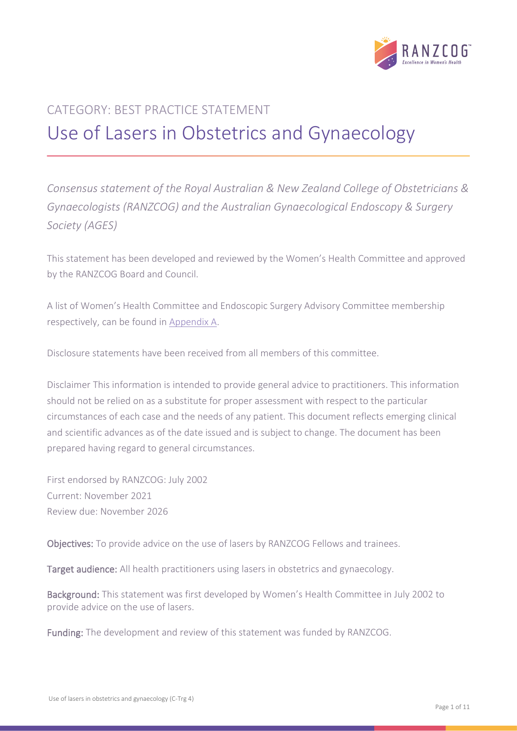CATEGORY: BEST PRACTICE STATEMENT

# Use of Lasers in Obstetrics and Gynaecology

*Consensus statement of the Royal Australian & New Zealand College of Obstetricians & Gynaecologists (RANZCOG) and the Australian Gynaecological Endoscopy & Surgery Society (AGES)*

This statement has been developed and reviewed by the Women's Health Committee and approved by the RANZCOG Board and Council.

A list of Women's Health Committee and Endoscopic Surgery Advisory Committee membership respectively, can be found in Appendix A.

Disclosure statements have been received from all members of this committee.

Disclaimer This information is intended to provide general advice to practitioners. This information should not be relied on as a substitute for proper assessment with respect to the particular circumstances of each case and the needs of any patient. This document reflects emerging clinical and scientific advances as of the date issued and is subject to change. The document has been prepared having regard to general circumstances.

First endorsed by RANZCOG: July 2002
Current: November 2021
Review due: November 2026

**Objectives:** To provide advice on the use of lasers by RANZCOG Fellows and trainees.

**Target audience:** All health practitioners using lasers in obstetrics and gynaecology.

**Background:** This statement was first developed by Women's Health Committee in July 2002 to provide advice on the use of lasers.

**Funding:** The development and review of this statement was funded by RANZCOG.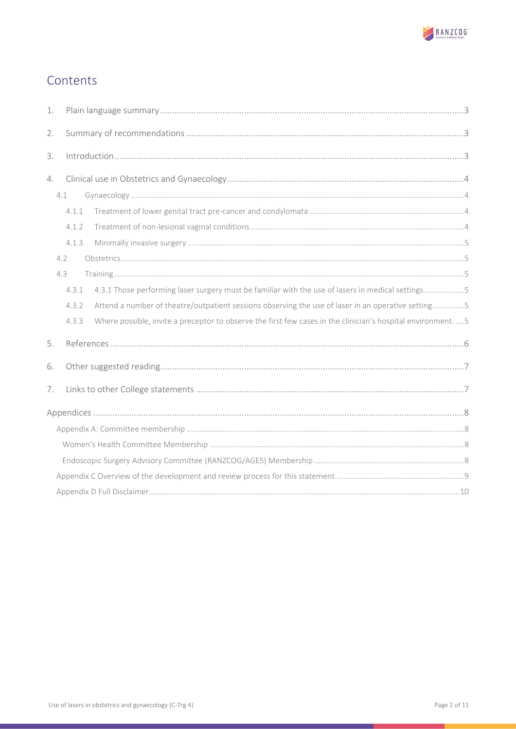## Contents

1. Plain language summary ....... 3
2. Summary of recommendations ....... 3
3. Introduction ....... 3
4. Clinical use in Obstetrics and Gynaecology ....... 4
   - 4.1 Gynaecology ....... 4
     - 4.1.1 Treatment of lower genital tract pre-cancer and condylomata ....... 4
     - 4.1.2 Treatment of non-lesional vaginal conditions ....... 4
     - 4.1.3 Minimally invasive surgery ....... 5
   - 4.2 Obstetrics ....... 5
   - 4.3 Training ....... 5
     - 4.3.1 4.3.1 Those performing laser surgery must be familiar with the use of lasers in medical settings. ....... 5
     - 4.3.2 Attend a number of theatre/outpatient sessions observing the use of laser in an operative setting. ....... 5
     - 4.3.3 Where possible, invite a preceptor to observe the first few cases in the clinician's hospital environment. ....... 5
5. References ....... 6
6. Other suggested reading ....... 7
7. Links to other College statements ....... 7

Appendices ....... 8
- Appendix A: Committee membership ....... 8
  - Women's Health Committee Membership ....... 8
  - Endoscopic Surgery Advisory Committee (RANZCOG/AGES) Membership ....... 8
- Appendix C Overview of the development and review process for this statement ....... 9
- Appendix D Full Disclaimer ....... 10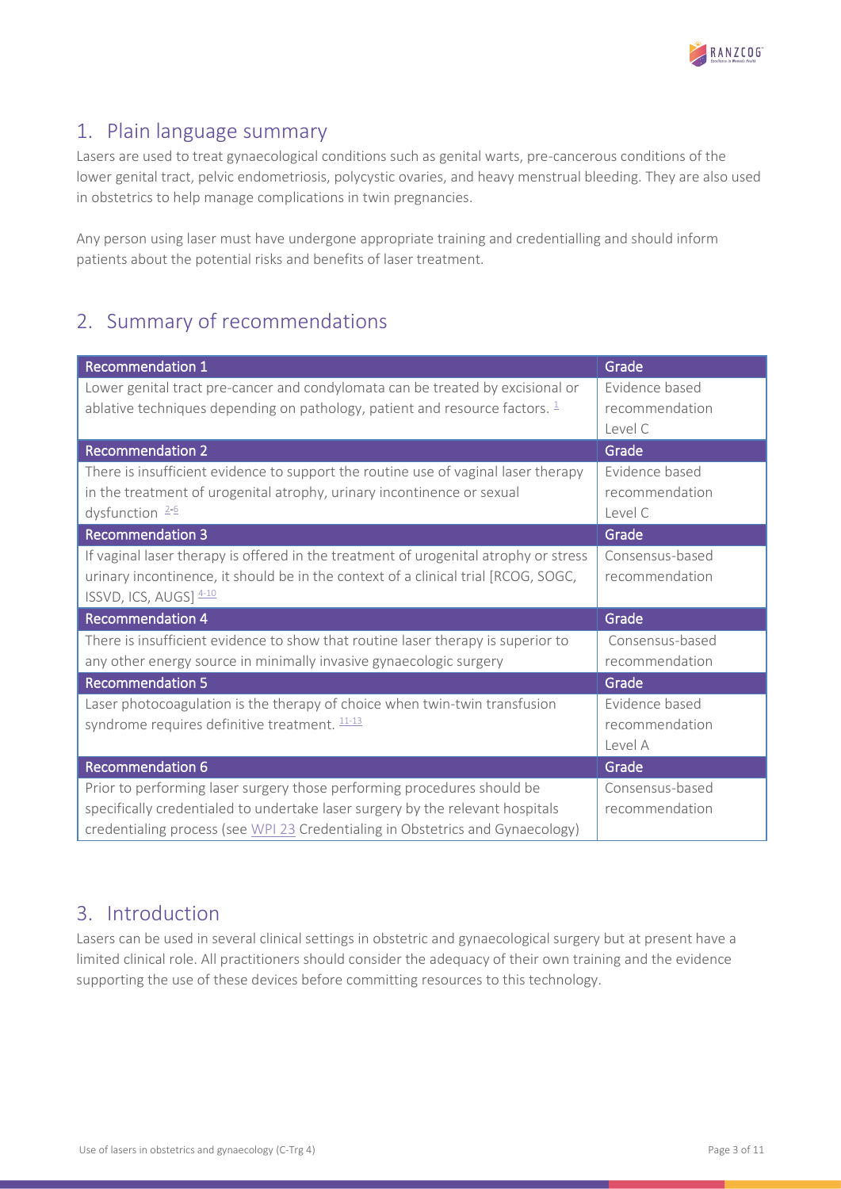## 1. Plain language summary

Lasers are used to treat gynaecological conditions such as genital warts, pre-cancerous conditions of the lower genital tract, pelvic endometriosis, polycystic ovaries, and heavy menstrual bleeding. They are also used in obstetrics to help manage complications in twin pregnancies.

Any person using laser must have undergone appropriate training and credentialling and should inform patients about the potential risks and benefits of laser treatment.

## 2. Summary of recommendations

| Recommendation 1 | Grade |
|---|---|
| Lower genital tract pre-cancer and condylomata can be treated by excisional or ablative techniques depending on pathology, patient and resource factors. [1] | Evidence based recommendation Level C |
| **Recommendation 2** | **Grade** |
| There is insufficient evidence to support the routine use of vaginal laser therapy in the treatment of urogenital atrophy, urinary incontinence or sexual dysfunction [2-6] | Evidence based recommendation Level C |
| **Recommendation 3** | **Grade** |
| If vaginal laser therapy is offered in the treatment of urogenital atrophy or stress urinary incontinence, it should be in the context of a clinical trial [RCOG, SOGC, ISSVD, ICS, AUGS] [4-10] | Consensus-based recommendation |
| **Recommendation 4** | **Grade** |
| There is insufficient evidence to show that routine laser therapy is superior to any other energy source in minimally invasive gynaecologic surgery | Consensus-based recommendation |
| **Recommendation 5** | **Grade** |
| Laser photocoagulation is the therapy of choice when twin-twin transfusion syndrome requires definitive treatment. [11-13] | Evidence based recommendation Level A |
| **Recommendation 6** | **Grade** |
| Prior to performing laser surgery those performing procedures should be specifically credentialed to undertake laser surgery by the relevant hospitals credentialing process (see WPI 23 Credentialing in Obstetrics and Gynaecology) | Consensus-based recommendation |

## 3. Introduction

Lasers can be used in several clinical settings in obstetric and gynaecological surgery but at present have a limited clinical role. All practitioners should consider the adequacy of their own training and the evidence supporting the use of these devices before committing resources to this technology.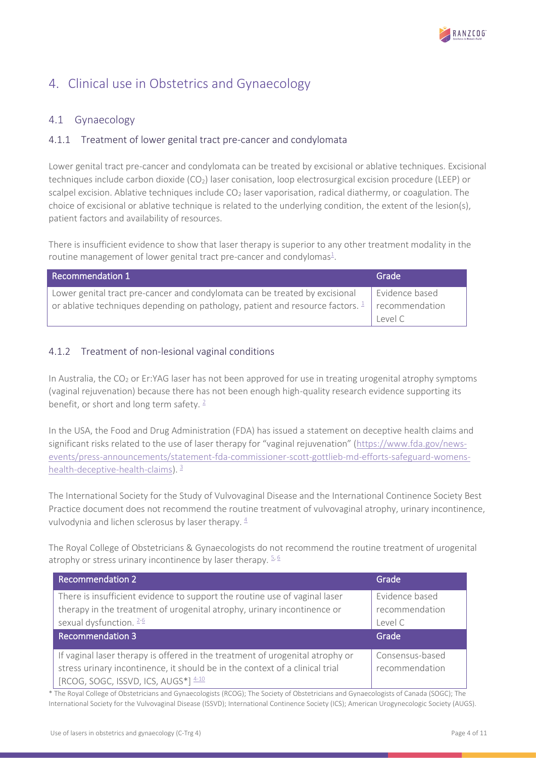# 4. Clinical use in Obstetrics and Gynaecology

## 4.1 Gynaecology

### 4.1.1 Treatment of lower genital tract pre-cancer and condylomata

Lower genital tract pre-cancer and condylomata can be treated by excisional or ablative techniques. Excisional techniques include carbon dioxide ($CO_2$) laser conisation, loop electrosurgical excision procedure (LEEP) or scalpel excision. Ablative techniques include $CO_2$ laser vaporisation, radical diathermy, or coagulation. The choice of excisional or ablative technique is related to the underlying condition, the extent of the lesion(s), patient factors and availability of resources.

There is insufficient evidence to show that laser therapy is superior to any other treatment modality in the routine management of lower genital tract pre-cancer and condylomas[1].

| Recommendation 1 | Grade |
| --- | --- |
| Lower genital tract pre-cancer and condylomata can be treated by excisional or ablative techniques depending on pathology, patient and resource factors. [1] | Evidence based recommendation Level C |

### 4.1.2 Treatment of non-lesional vaginal conditions

In Australia, the $CO_2$ or Er:YAG laser has not been approved for use in treating urogenital atrophy symptoms (vaginal rejuvenation) because there has not been enough high-quality research evidence supporting its benefit, or short and long term safety. [2]

In the USA, the Food and Drug Administration (FDA) has issued a statement on deceptive health claims and significant risks related to the use of laser therapy for "vaginal rejuvenation" (https://www.fda.gov/news-events/press-announcements/statement-fda-commissioner-scott-gottlieb-md-efforts-safeguard-womens-health-deceptive-health-claims). [3]

The International Society for the Study of Vulvovaginal Disease and the International Continence Society Best Practice document does not recommend the routine treatment of vulvovaginal atrophy, urinary incontinence, vulvodynia and lichen sclerosus by laser therapy. [4]

The Royal College of Obstetricians & Gynaecologists do not recommend the routine treatment of urogenital atrophy or stress urinary incontinence by laser therapy. [5, 6]

| Recommendation 2 | Grade |
| --- | --- |
| There is insufficient evidence to support the routine use of vaginal laser therapy in the treatment of urogenital atrophy, urinary incontinence or sexual dysfunction. [2-6] | Evidence based recommendation Level C |
| **Recommendation 3** | **Grade** |
| If vaginal laser therapy is offered in the treatment of urogenital atrophy or stress urinary incontinence, it should be in the context of a clinical trial [RCOG, SOGC, ISSVD, ICS, AUGS*] [4-10] | Consensus-based recommendation |

\* The Royal College of Obstetricians and Gynaecologists (RCOG); The Society of Obstetricians and Gynaecologists of Canada (SOGC); The International Society for the Vulvovaginal Disease (ISSVD); International Continence Society (ICS); American Urogynecologic Society (AUGS).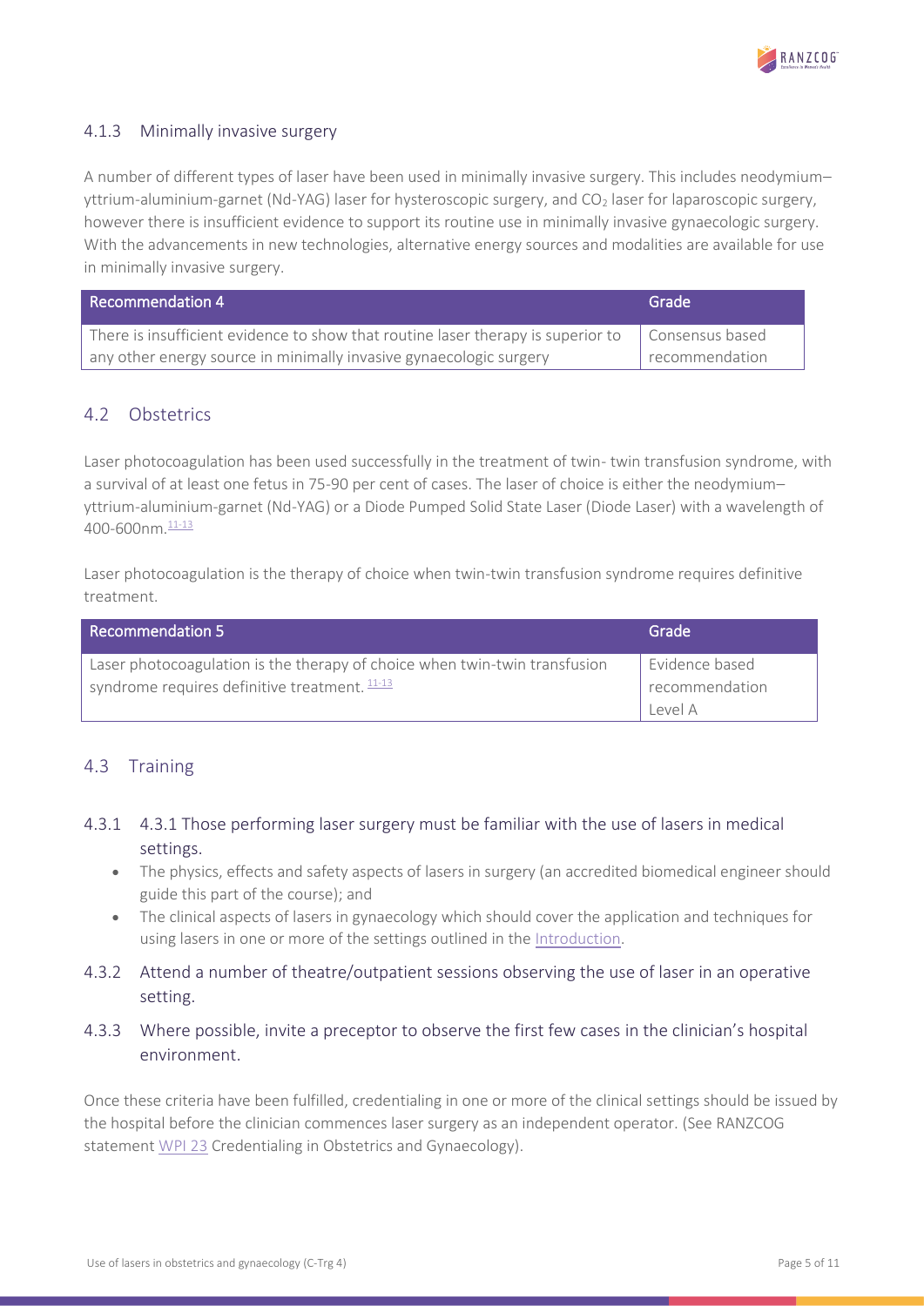### 4.1.3 Minimally invasive surgery

A number of different types of laser have been used in minimally invasive surgery. This includes neodymium–yttrium-aluminium-garnet (Nd-YAG) laser for hysteroscopic surgery, and $CO_2$ laser for laparoscopic surgery, however there is insufficient evidence to support its routine use in minimally invasive gynaecologic surgery. With the advancements in new technologies, alternative energy sources and modalities are available for use in minimally invasive surgery.

| Recommendation 4 | Grade |
| --- | --- |
| There is insufficient evidence to show that routine laser therapy is superior to any other energy source in minimally invasive gynaecologic surgery | Consensus based recommendation |

## 4.2 Obstetrics

Laser photocoagulation has been used successfully in the treatment of twin- twin transfusion syndrome, with a survival of at least one fetus in 75-90 per cent of cases. The laser of choice is either the neodymium–yttrium-aluminium-garnet (Nd-YAG) or a Diode Pumped Solid State Laser (Diode Laser) with a wavelength of 400-600nm.[11-13]

Laser photocoagulation is the therapy of choice when twin-twin transfusion syndrome requires definitive treatment.

| Recommendation 5 | Grade |
| --- | --- |
| Laser photocoagulation is the therapy of choice when twin-twin transfusion syndrome requires definitive treatment. [11-13] | Evidence based recommendation Level A |

## 4.3 Training

### 4.3.1 4.3.1 Those performing laser surgery must be familiar with the use of lasers in medical settings.

- The physics, effects and safety aspects of lasers in surgery (an accredited biomedical engineer should guide this part of the course); and
- The clinical aspects of lasers in gynaecology which should cover the application and techniques for using lasers in one or more of the settings outlined in the Introduction.

### 4.3.2 Attend a number of theatre/outpatient sessions observing the use of laser in an operative setting.

### 4.3.3 Where possible, invite a preceptor to observe the first few cases in the clinician's hospital environment.

Once these criteria have been fulfilled, credentialing in one or more of the clinical settings should be issued by the hospital before the clinician commences laser surgery as an independent operator. (See RANZCOG statement WPI 23 Credentialing in Obstetrics and Gynaecology).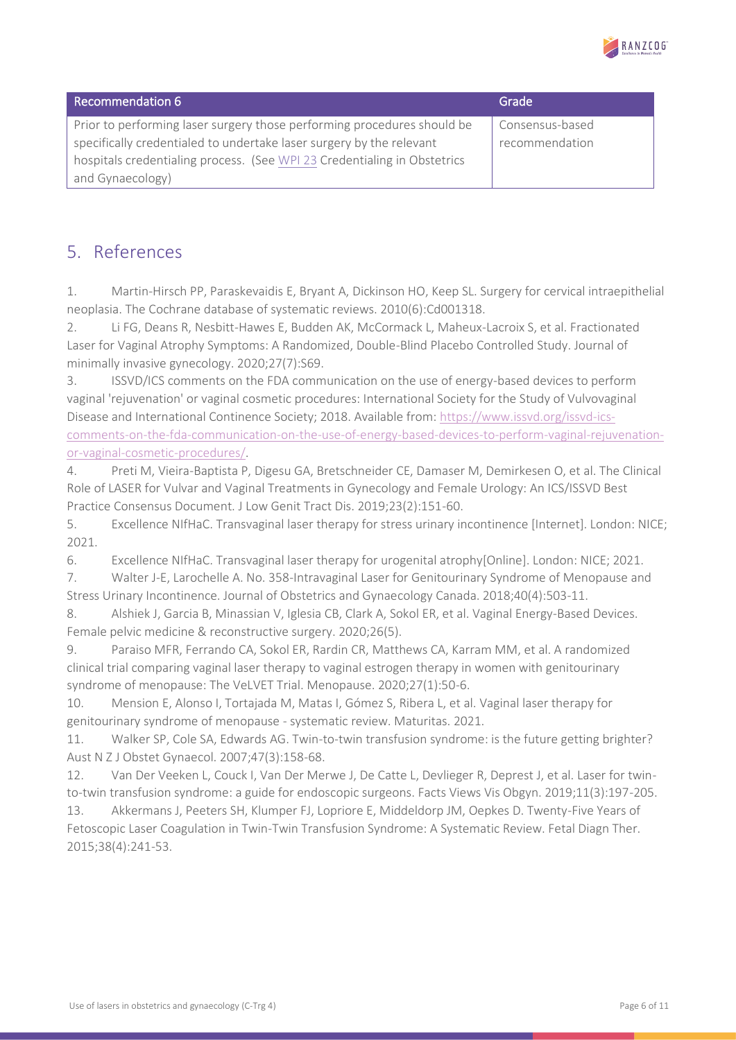| Recommendation 6 | Grade |
| --- | --- |
| Prior to performing laser surgery those performing procedures should be specifically credentialed to undertake laser surgery by the relevant hospitals credentialing process. (See WPI 23 Credentialing in Obstetrics and Gynaecology) | Consensus-based recommendation |

## 5. References

1. Martin-Hirsch PP, Paraskevaidis E, Bryant A, Dickinson HO, Keep SL. Surgery for cervical intraepithelial neoplasia. The Cochrane database of systematic reviews. 2010(6):Cd001318.
2. Li FG, Deans R, Nesbitt-Hawes E, Budden AK, McCormack L, Maheux-Lacroix S, et al. Fractionated Laser for Vaginal Atrophy Symptoms: A Randomized, Double-Blind Placebo Controlled Study. Journal of minimally invasive gynecology. 2020;27(7):S69.
3. ISSVD/ICS comments on the FDA communication on the use of energy-based devices to perform vaginal 'rejuvenation' or vaginal cosmetic procedures: International Society for the Study of Vulvovaginal Disease and International Continence Society; 2018. Available from: https://www.issvd.org/issvd-ics-comments-on-the-fda-communication-on-the-use-of-energy-based-devices-to-perform-vaginal-rejuvenation-or-vaginal-cosmetic-procedures/.
4. Preti M, Vieira-Baptista P, Digesu GA, Bretschneider CE, Damaser M, Demirkesen O, et al. The Clinical Role of LASER for Vulvar and Vaginal Treatments in Gynecology and Female Urology: An ICS/ISSVD Best Practice Consensus Document. J Low Genit Tract Dis. 2019;23(2):151-60.
5. Excellence NIfHaC. Transvaginal laser therapy for stress urinary incontinence [Internet]. London: NICE; 2021.
6. Excellence NIfHaC. Transvaginal laser therapy for urogenital atrophy[Online]. London: NICE; 2021.
7. Walter J-E, Larochelle A. No. 358-Intravaginal Laser for Genitourinary Syndrome of Menopause and Stress Urinary Incontinence. Journal of Obstetrics and Gynaecology Canada. 2018;40(4):503-11.
8. Alshiek J, Garcia B, Minassian V, Iglesia CB, Clark A, Sokol ER, et al. Vaginal Energy-Based Devices. Female pelvic medicine & reconstructive surgery. 2020;26(5).
9. Paraiso MFR, Ferrando CA, Sokol ER, Rardin CR, Matthews CA, Karram MM, et al. A randomized clinical trial comparing vaginal laser therapy to vaginal estrogen therapy in women with genitourinary syndrome of menopause: The VeLVET Trial. Menopause. 2020;27(1):50-6.
10. Mension E, Alonso I, Tortajada M, Matas I, Gómez S, Ribera L, et al. Vaginal laser therapy for genitourinary syndrome of menopause - systematic review. Maturitas. 2021.
11. Walker SP, Cole SA, Edwards AG. Twin-to-twin transfusion syndrome: is the future getting brighter? Aust N Z J Obstet Gynaecol. 2007;47(3):158-68.
12. Van Der Veeken L, Couck I, Van Der Merwe J, De Catte L, Devlieger R, Deprest J, et al. Laser for twin-to-twin transfusion syndrome: a guide for endoscopic surgeons. Facts Views Vis Obgyn. 2019;11(3):197-205.
13. Akkermans J, Peeters SH, Klumper FJ, Lopriore E, Middeldorp JM, Oepkes D. Twenty-Five Years of Fetoscopic Laser Coagulation in Twin-Twin Transfusion Syndrome: A Systematic Review. Fetal Diagn Ther. 2015;38(4):241-53.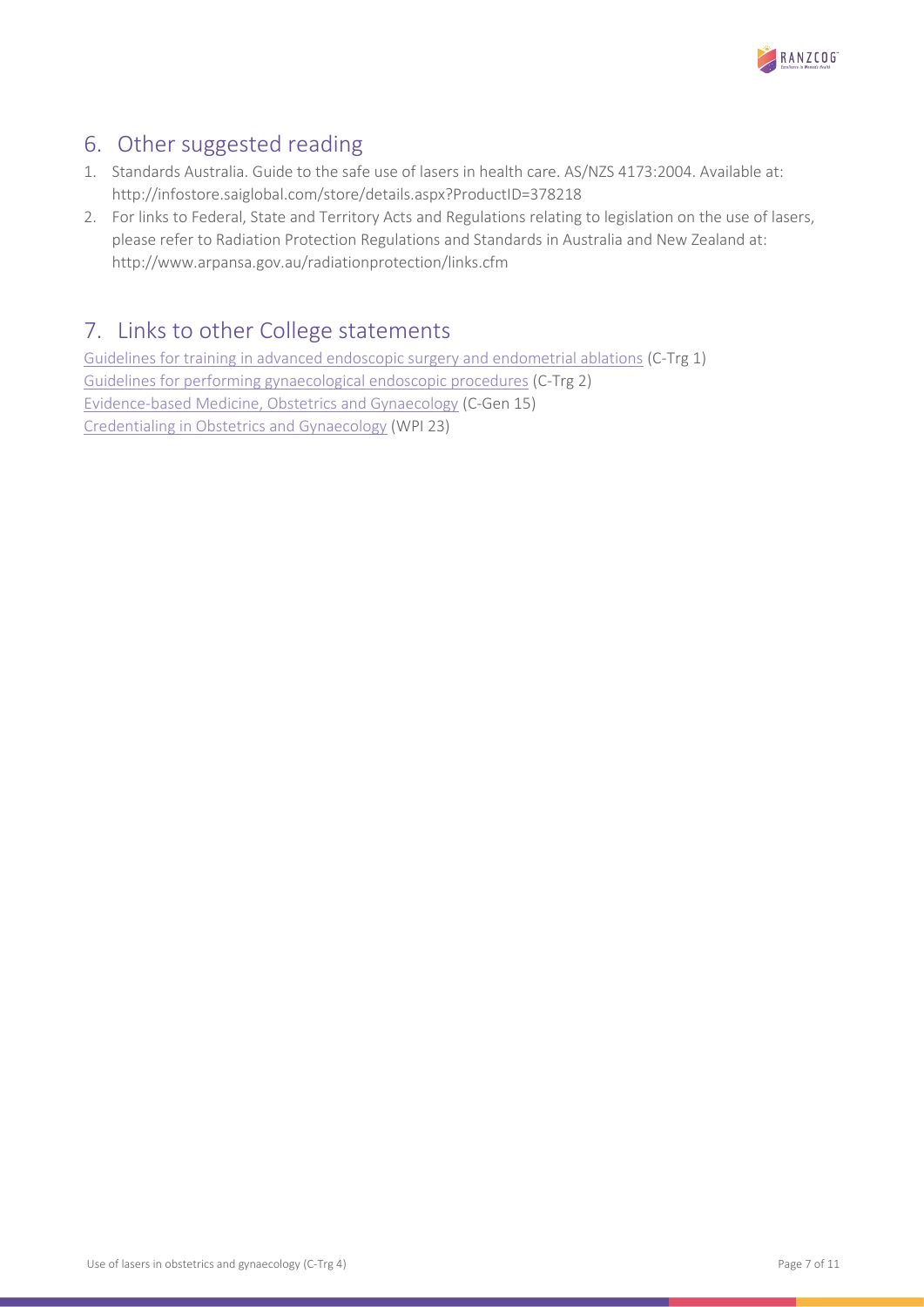## 6. Other suggested reading

1. Standards Australia. Guide to the safe use of lasers in health care. AS/NZS 4173:2004. Available at: http://infostore.saiglobal.com/store/details.aspx?ProductID=378218
2. For links to Federal, State and Territory Acts and Regulations relating to legislation on the use of lasers, please refer to Radiation Protection Regulations and Standards in Australia and New Zealand at: http://www.arpansa.gov.au/radiationprotection/links.cfm

## 7. Links to other College statements

Guidelines for training in advanced endoscopic surgery and endometrial ablations (C-Trg 1)
Guidelines for performing gynaecological endoscopic procedures (C-Trg 2)
Evidence-based Medicine, Obstetrics and Gynaecology (C-Gen 15)
Credentialing in Obstetrics and Gynaecology (WPI 23)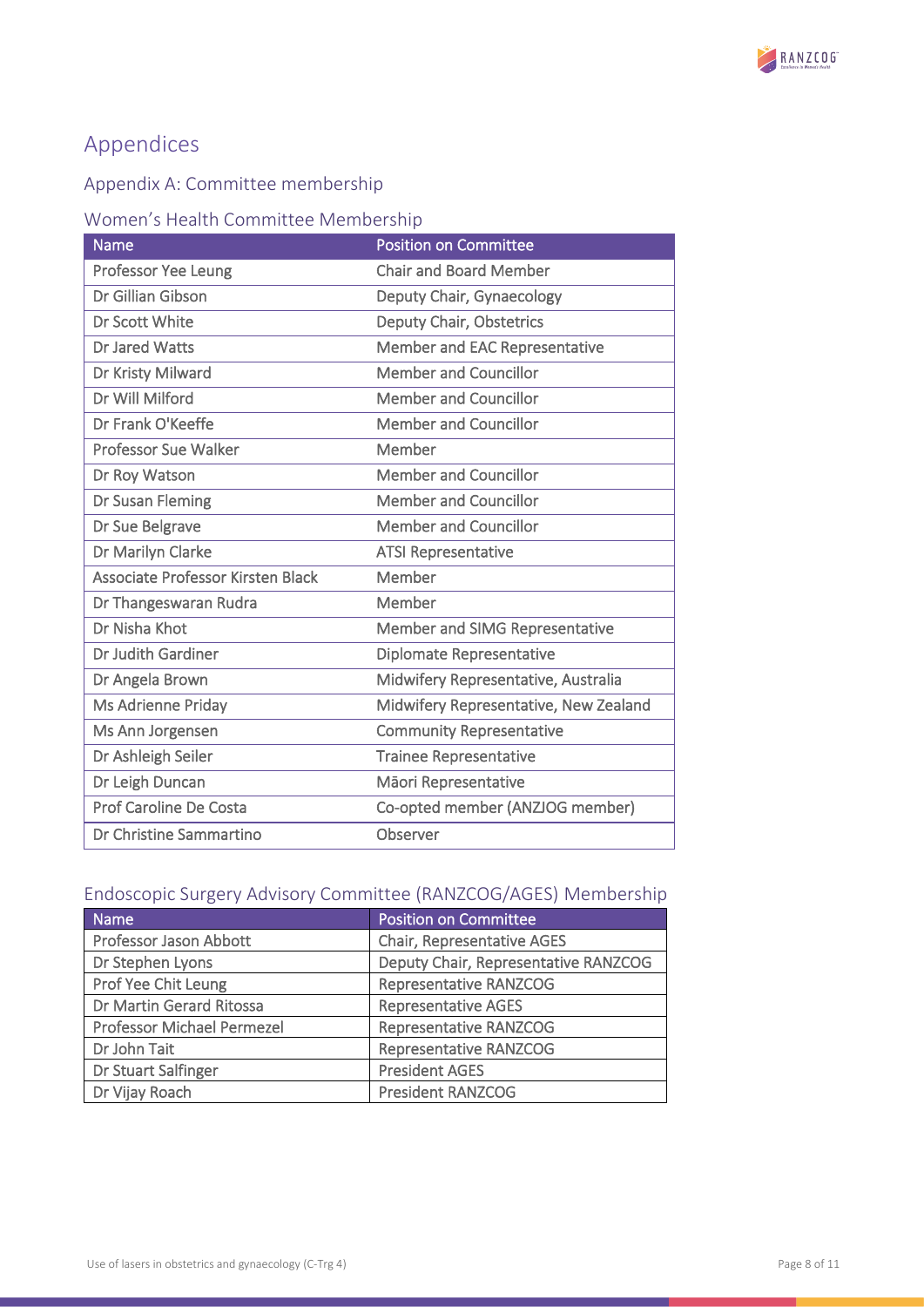# Appendices

## Appendix A: Committee membership

### Women's Health Committee Membership

| Name | Position on Committee |
| --- | --- |
| Professor Yee Leung | Chair and Board Member |
| Dr Gillian Gibson | Deputy Chair, Gynaecology |
| Dr Scott White | Deputy Chair, Obstetrics |
| Dr Jared Watts | Member and EAC Representative |
| Dr Kristy Milward | Member and Councillor |
| Dr Will Milford | Member and Councillor |
| Dr Frank O'Keeffe | Member and Councillor |
| Professor Sue Walker | Member |
| Dr Roy Watson | Member and Councillor |
| Dr Susan Fleming | Member and Councillor |
| Dr Sue Belgrave | Member and Councillor |
| Dr Marilyn Clarke | ATSI Representative |
| Associate Professor Kirsten Black | Member |
| Dr Thangeswaran Rudra | Member |
| Dr Nisha Khot | Member and SIMG Representative |
| Dr Judith Gardiner | Diplomate Representative |
| Dr Angela Brown | Midwifery Representative, Australia |
| Ms Adrienne Priday | Midwifery Representative, New Zealand |
| Ms Ann Jorgensen | Community Representative |
| Dr Ashleigh Seiler | Trainee Representative |
| Dr Leigh Duncan | Māori Representative |
| Prof Caroline De Costa | Co-opted member (ANZJOG member) |
| Dr Christine Sammartino | Observer |

### Endoscopic Surgery Advisory Committee (RANZCOG/AGES) Membership

| Name | Position on Committee |
| --- | --- |
| Professor Jason Abbott | Chair, Representative AGES |
| Dr Stephen Lyons | Deputy Chair, Representative RANZCOG |
| Prof Yee Chit Leung | Representative RANZCOG |
| Dr Martin Gerard Ritossa | Representative AGES |
| Professor Michael Permezel | Representative RANZCOG |
| Dr John Tait | Representative RANZCOG |
| Dr Stuart Salfinger | President AGES |
| Dr Vijay Roach | President RANZCOG |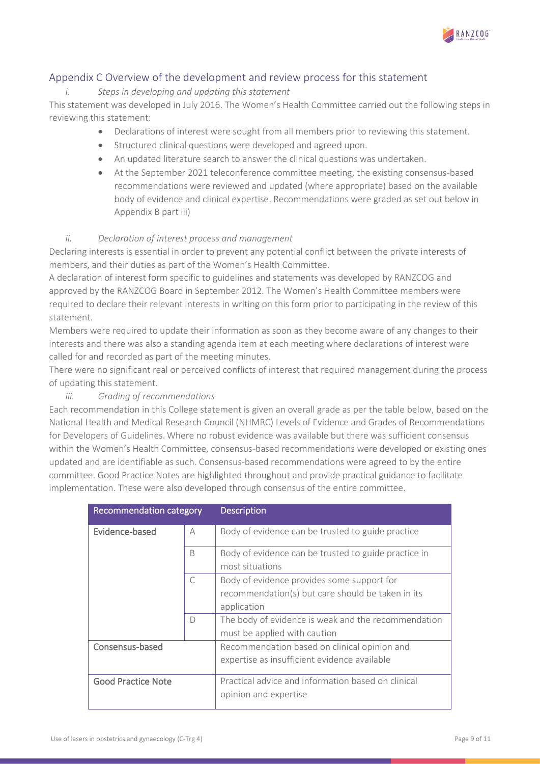## Appendix C Overview of the development and review process for this statement

### *i. Steps in developing and updating this statement*

This statement was developed in July 2016. The Women's Health Committee carried out the following steps in reviewing this statement:

- Declarations of interest were sought from all members prior to reviewing this statement.
- Structured clinical questions were developed and agreed upon.
- An updated literature search to answer the clinical questions was undertaken.
- At the September 2021 teleconference committee meeting, the existing consensus-based recommendations were reviewed and updated (where appropriate) based on the available body of evidence and clinical expertise. Recommendations were graded as set out below in Appendix B part iii)

### *ii. Declaration of interest process and management*

Declaring interests is essential in order to prevent any potential conflict between the private interests of members, and their duties as part of the Women's Health Committee.

A declaration of interest form specific to guidelines and statements was developed by RANZCOG and approved by the RANZCOG Board in September 2012. The Women's Health Committee members were required to declare their relevant interests in writing on this form prior to participating in the review of this statement.

Members were required to update their information as soon as they become aware of any changes to their interests and there was also a standing agenda item at each meeting where declarations of interest were called for and recorded as part of the meeting minutes.

There were no significant real or perceived conflicts of interest that required management during the process of updating this statement.

### *iii. Grading of recommendations*

Each recommendation in this College statement is given an overall grade as per the table below, based on the National Health and Medical Research Council (NHMRC) Levels of Evidence and Grades of Recommendations for Developers of Guidelines. Where no robust evidence was available but there was sufficient consensus within the Women's Health Committee, consensus-based recommendations were developed or existing ones updated and are identifiable as such. Consensus-based recommendations were agreed to by the entire committee. Good Practice Notes are highlighted throughout and provide practical guidance to facilitate implementation. These were also developed through consensus of the entire committee.

| Recommendation category | | Description |
|---|---|---|
| Evidence-based | A | Body of evidence can be trusted to guide practice |
| | B | Body of evidence can be trusted to guide practice in most situations |
| | C | Body of evidence provides some support for recommendation(s) but care should be taken in its application |
| | D | The body of evidence is weak and the recommendation must be applied with caution |
| Consensus-based | | Recommendation based on clinical opinion and expertise as insufficient evidence available |
| Good Practice Note | | Practical advice and information based on clinical opinion and expertise |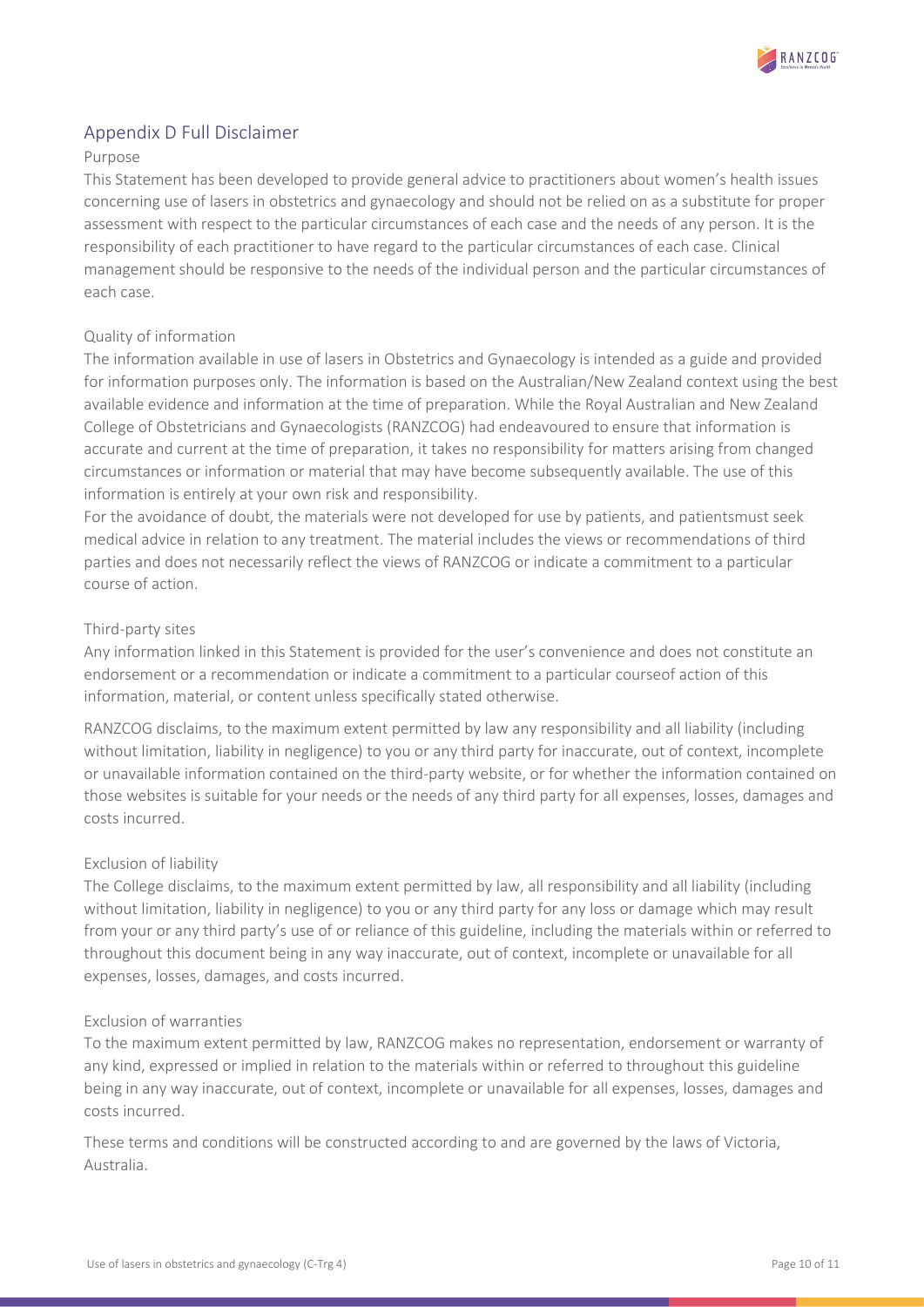## Appendix D Full Disclaimer

### Purpose

This Statement has been developed to provide general advice to practitioners about women's health issues concerning use of lasers in obstetrics and gynaecology and should not be relied on as a substitute for proper assessment with respect to the particular circumstances of each case and the needs of any person. It is the responsibility of each practitioner to have regard to the particular circumstances of each case. Clinical management should be responsive to the needs of the individual person and the particular circumstances of each case.

### Quality of information

The information available in use of lasers in Obstetrics and Gynaecology is intended as a guide and provided for information purposes only. The information is based on the Australian/New Zealand context using the best available evidence and information at the time of preparation. While the Royal Australian and New Zealand College of Obstetricians and Gynaecologists (RANZCOG) had endeavoured to ensure that information is accurate and current at the time of preparation, it takes no responsibility for matters arising from changed circumstances or information or material that may have become subsequently available. The use of this information is entirely at your own risk and responsibility.

For the avoidance of doubt, the materials were not developed for use by patients, and patientsmust seek medical advice in relation to any treatment. The material includes the views or recommendations of third parties and does not necessarily reflect the views of RANZCOG or indicate a commitment to a particular course of action.

### Third-party sites

Any information linked in this Statement is provided for the user's convenience and does not constitute an endorsement or a recommendation or indicate a commitment to a particular courseof action of this information, material, or content unless specifically stated otherwise.

RANZCOG disclaims, to the maximum extent permitted by law any responsibility and all liability (including without limitation, liability in negligence) to you or any third party for inaccurate, out of context, incomplete or unavailable information contained on the third-party website, or for whether the information contained on those websites is suitable for your needs or the needs of any third party for all expenses, losses, damages and costs incurred.

### Exclusion of liability

The College disclaims, to the maximum extent permitted by law, all responsibility and all liability (including without limitation, liability in negligence) to you or any third party for any loss or damage which may result from your or any third party's use of or reliance of this guideline, including the materials within or referred to throughout this document being in any way inaccurate, out of context, incomplete or unavailable for all expenses, losses, damages, and costs incurred.

### Exclusion of warranties

To the maximum extent permitted by law, RANZCOG makes no representation, endorsement or warranty of any kind, expressed or implied in relation to the materials within or referred to throughout this guideline being in any way inaccurate, out of context, incomplete or unavailable for all expenses, losses, damages and costs incurred.

These terms and conditions will be constructed according to and are governed by the laws of Victoria, Australia.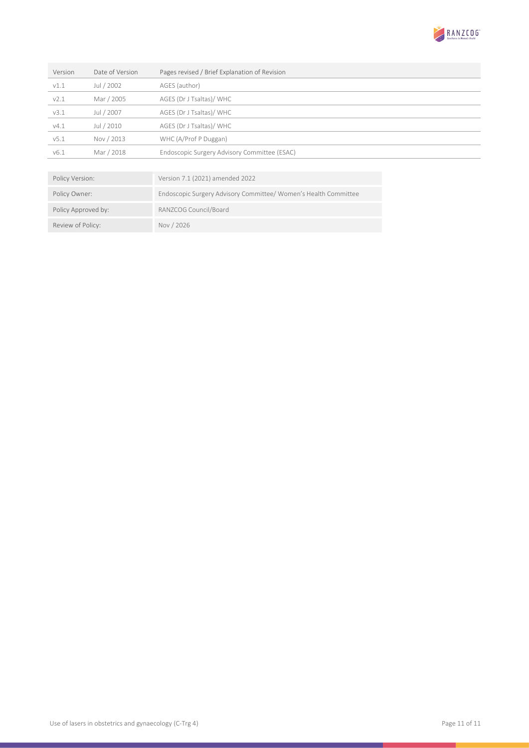| Version | Date of Version | Pages revised / Brief Explanation of Revision |
|---|---|---|
| v1.1 | Jul / 2002 | AGES (author) |
| v2.1 | Mar / 2005 | AGES (Dr J Tsaltas)/ WHC |
| v3.1 | Jul / 2007 | AGES (Dr J Tsaltas)/ WHC |
| v4.1 | Jul / 2010 | AGES (Dr J Tsaltas)/ WHC |
| v5.1 | Nov / 2013 | WHC (A/Prof P Duggan) |
| v6.1 | Mar / 2018 | Endoscopic Surgery Advisory Committee (ESAC) |

| | |
|---|---|
| Policy Version: | Version 7.1 (2021) amended 2022 |
| Policy Owner: | Endoscopic Surgery Advisory Committee/ Women's Health Committee |
| Policy Approved by: | RANZCOG Council/Board |
| Review of Policy: | Nov / 2026 |